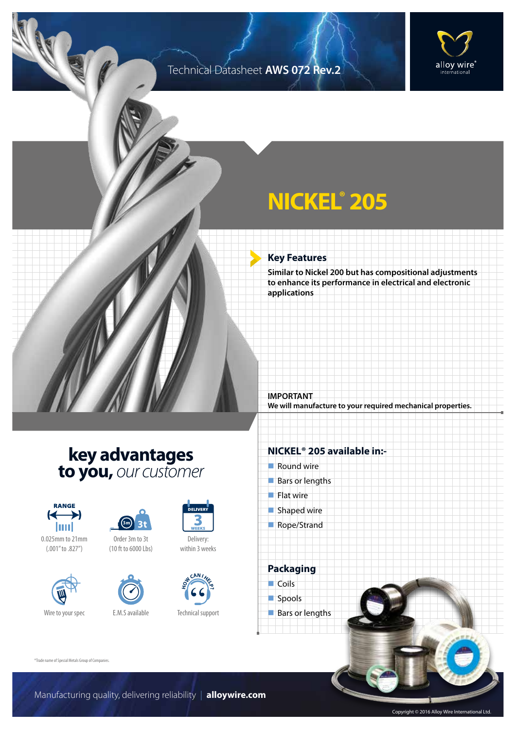Technical Datasheet **AWS 072 Rev.2**

# NICKEL® 205

## Key Features

**Similar to Nickel 200 but has compositional adjustments to enhance its performance in electrical and electronic applications**

**IMPORTANT**
**We will manufacture to your required mechanical properties.**

## key advantages to you, *our customer*

- RANGE: 0.025mm to 21mm (.001" to .827")
- Order 3m to 3t (10 ft to 6000 Lbs)
- Delivery: within 3 weeks
- Wire to your spec
- E.M.S available
- Technical support

## NICKEL® 205 available in:-

- Round wire
- Bars or lengths
- Flat wire
- Shaped wire
- Rope/Strand

## Packaging

- Coils
- Spools
- Bars or lengths

*Trade name of Special Metals Group of Companies.

Manufacturing quality, delivering reliability | **alloywire.com**

Copyright © 2016 Alloy Wire International Ltd.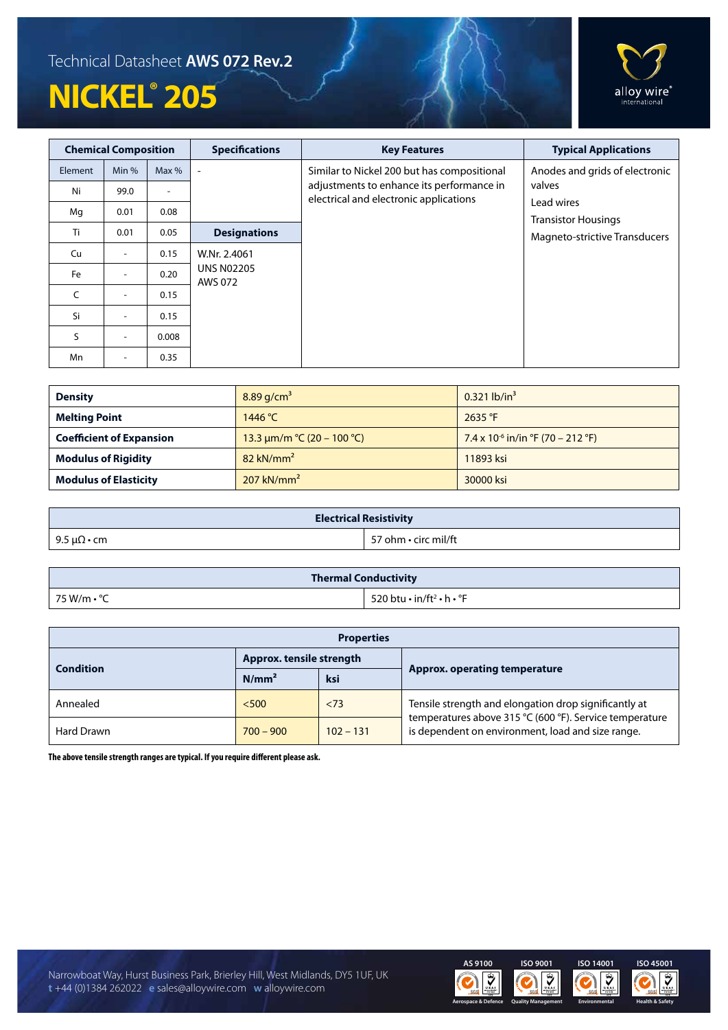Technical Datasheet **AWS 072 Rev.2**

# NICKEL® 205

| Chemical Composition | | | Specifications | Key Features | Typical Applications |
|---|---|---|---|---|---|
| Element | Min % | Max % | - | Similar to Nickel 200 but has compositional adjustments to enhance its performance in electrical and electronic applications | Anodes and grids of electronic valves<br>Lead wires<br>Transistor Housings<br>Magneto-strictive Transducers |
| Ni | 99.0 | - | | | |
| Mg | 0.01 | 0.08 | | | |
| Ti | 0.01 | 0.05 | **Designations** | | |
| Cu | - | 0.15 | W.Nr. 2.4061<br>UNS N02205<br>AWS 072 | | |
| Fe | - | 0.20 | | | |
| C | - | 0.15 | | | |
| Si | - | 0.15 | | | |
| S | - | 0.008 | | | |
| Mn | - | 0.35 | | | |

| | | |
|---|---|---|
| **Density** | 8.89 g/cm³ | 0.321 lb/in³ |
| **Melting Point** | 1446 °C | 2635 °F |
| **Coefficient of Expansion** | 13.3 µm/m °C (20 – 100 °C) | 7.4 x $10^{-6}$ in/in °F (70 – 212 °F) |
| **Modulus of Rigidity** | 82 kN/mm² | 11893 ksi |
| **Modulus of Elasticity** | 207 kN/mm² | 30000 ksi |

| Electrical Resistivity | |
|---|---|
| 9.5 µΩ • cm | 57 ohm • circ mil/ft |

| Thermal Conductivity | |
|---|---|
| 75 W/m • °C | 520 btu • in/ft² • h • °F |

| Properties | | | |
|---|---|---|---|
| **Condition** | **Approx. tensile strength** | | **Approx. operating temperature** |
| | **N/mm²** | **ksi** | |
| Annealed | <500 | <73 | Tensile strength and elongation drop significantly at temperatures above 315 °C (600 °F). Service temperature is dependent on environment, load and size range. |
| Hard Drawn | 700 – 900 | 102 – 131 | |

**The above tensile strength ranges are typical. If you require different please ask.**

Narrowboat Way, Hurst Business Park, Brierley Hill, West Midlands, DY5 1UF, UK
t +44 (0)1384 262022 e sales@alloywire.com w alloywire.com

AS 9100 Aerospace & Defence | ISO 9001 Quality Management | ISO 14001 Environmental | ISO 45001 Health & Safety